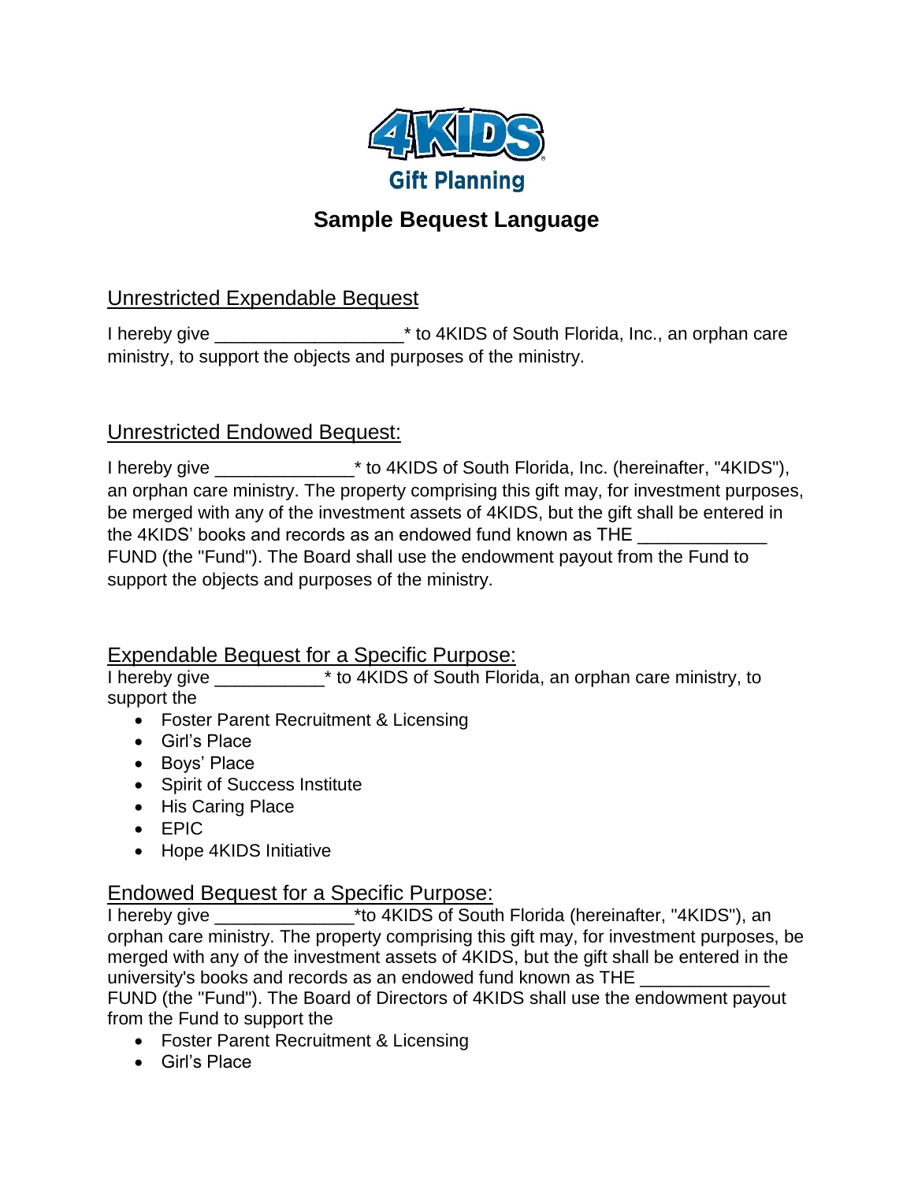4KIDS

Gift Planning

# Sample Bequest Language

## Unrestricted Expendable Bequest

I hereby give __________________* to 4KIDS of South Florida, Inc., an orphan care ministry, to support the objects and purposes of the ministry.

## Unrestricted Endowed Bequest:

I hereby give ______________* to 4KIDS of South Florida, Inc. (hereinafter, "4KIDS"), an orphan care ministry. The property comprising this gift may, for investment purposes, be merged with any of the investment assets of 4KIDS, but the gift shall be entered in the 4KIDS' books and records as an endowed fund known as THE _____________ FUND (the "Fund"). The Board shall use the endowment payout from the Fund to support the objects and purposes of the ministry.

## Expendable Bequest for a Specific Purpose:

I hereby give ___________* to 4KIDS of South Florida, an orphan care ministry, to support the

- Foster Parent Recruitment & Licensing
- Girl's Place
- Boys' Place
- Spirit of Success Institute
- His Caring Place
- EPIC
- Hope 4KIDS Initiative

## Endowed Bequest for a Specific Purpose:

I hereby give ______________*to 4KIDS of South Florida (hereinafter, "4KIDS"), an orphan care ministry. The property comprising this gift may, for investment purposes, be merged with any of the investment assets of 4KIDS, but the gift shall be entered in the university's books and records as an endowed fund known as THE _____________ FUND (the "Fund"). The Board of Directors of 4KIDS shall use the endowment payout from the Fund to support the

- Foster Parent Recruitment & Licensing
- Girl's Place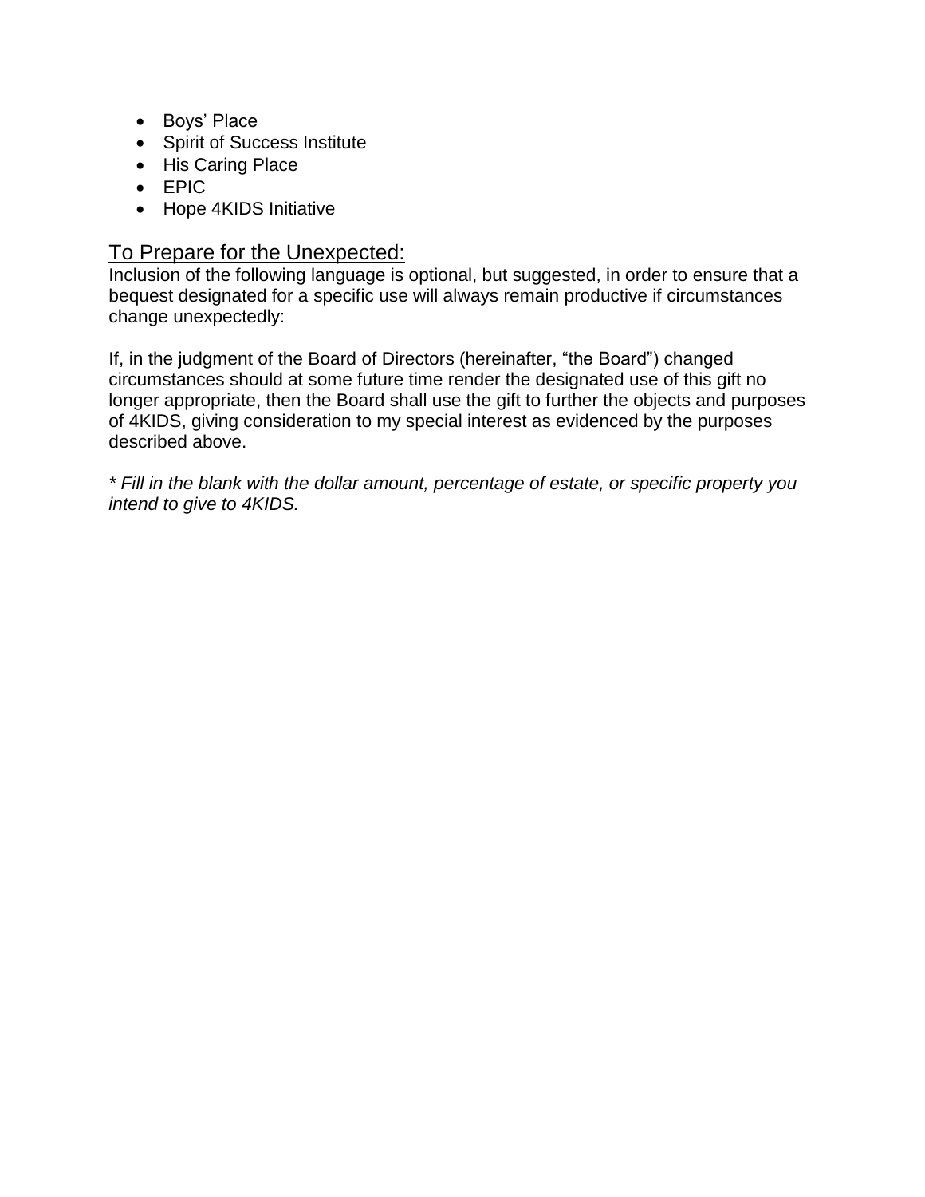- Boys' Place
- Spirit of Success Institute
- His Caring Place
- EPIC
- Hope 4KIDS Initiative

## To Prepare for the Unexpected:

Inclusion of the following language is optional, but suggested, in order to ensure that a bequest designated for a specific use will always remain productive if circumstances change unexpectedly:

If, in the judgment of the Board of Directors (hereinafter, "the Board") changed circumstances should at some future time render the designated use of this gift no longer appropriate, then the Board shall use the gift to further the objects and purposes of 4KIDS, giving consideration to my special interest as evidenced by the purposes described above.

*\* Fill in the blank with the dollar amount, percentage of estate, or specific property you intend to give to 4KIDS.*